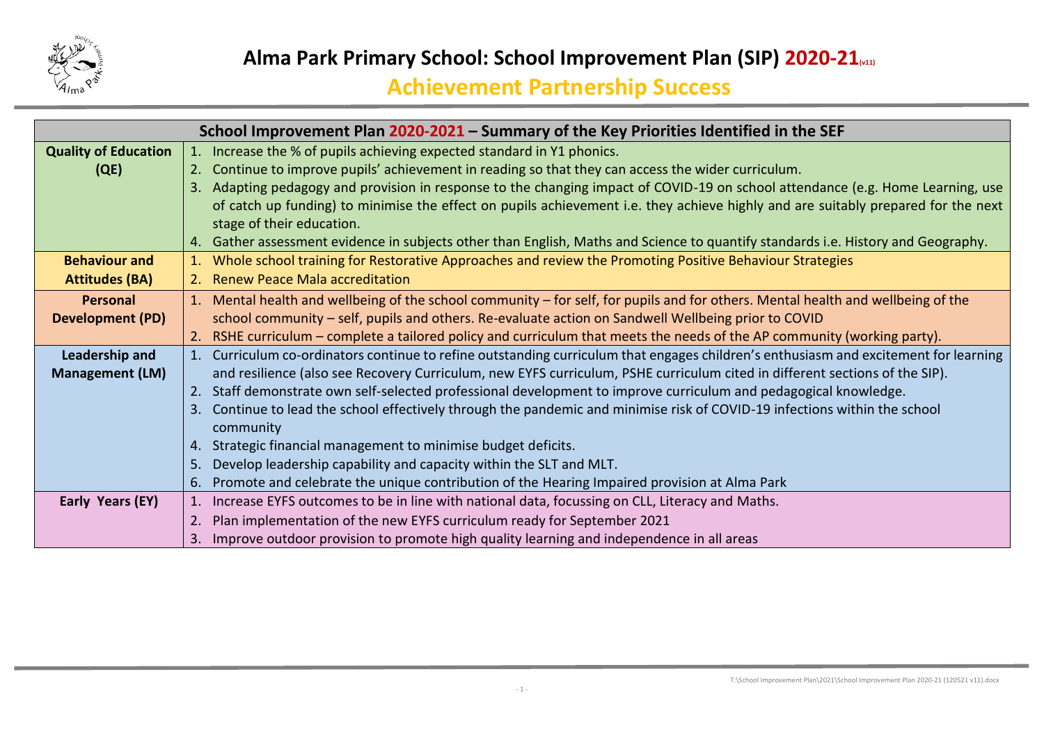# Alma Park Primary School: School Improvement Plan (SIP) 2020-21(v11)

## Achievement Partnership Success

| School Improvement Plan 2020-2021 – Summary of the Key Priorities Identified in the SEF | |
|---|---|
| **Quality of Education (QE)** | 1. Increase the % of pupils achieving expected standard in Y1 phonics.<br>2. Continue to improve pupils' achievement in reading so that they can access the wider curriculum.<br>3. Adapting pedagogy and provision in response to the changing impact of COVID-19 on school attendance (e.g. Home Learning, use of catch up funding) to minimise the effect on pupils achievement i.e. they achieve highly and are suitably prepared for the next stage of their education.<br>4. Gather assessment evidence in subjects other than English, Maths and Science to quantify standards i.e. History and Geography. |
| **Behaviour and Attitudes (BA)** | 1. Whole school training for Restorative Approaches and review the Promoting Positive Behaviour Strategies<br>2. Renew Peace Mala accreditation |
| **Personal Development (PD)** | 1. Mental health and wellbeing of the school community – for self, for pupils and for others. Mental health and wellbeing of the school community – self, pupils and others. Re-evaluate action on Sandwell Wellbeing prior to COVID<br>2. RSHE curriculum – complete a tailored policy and curriculum that meets the needs of the AP community (working party). |
| **Leadership and Management (LM)** | 1. Curriculum co-ordinators continue to refine outstanding curriculum that engages children's enthusiasm and excitement for learning and resilience (also see Recovery Curriculum, new EYFS curriculum, PSHE curriculum cited in different sections of the SIP).<br>2. Staff demonstrate own self-selected professional development to improve curriculum and pedagogical knowledge.<br>3. Continue to lead the school effectively through the pandemic and minimise risk of COVID-19 infections within the school community<br>4. Strategic financial management to minimise budget deficits.<br>5. Develop leadership capability and capacity within the SLT and MLT.<br>6. Promote and celebrate the unique contribution of the Hearing Impaired provision at Alma Park |
| **Early Years (EY)** | 1. Increase EYFS outcomes to be in line with national data, focussing on CLL, Literacy and Maths.<br>2. Plan implementation of the new EYFS curriculum ready for September 2021<br>3. Improve outdoor provision to promote high quality learning and independence in all areas |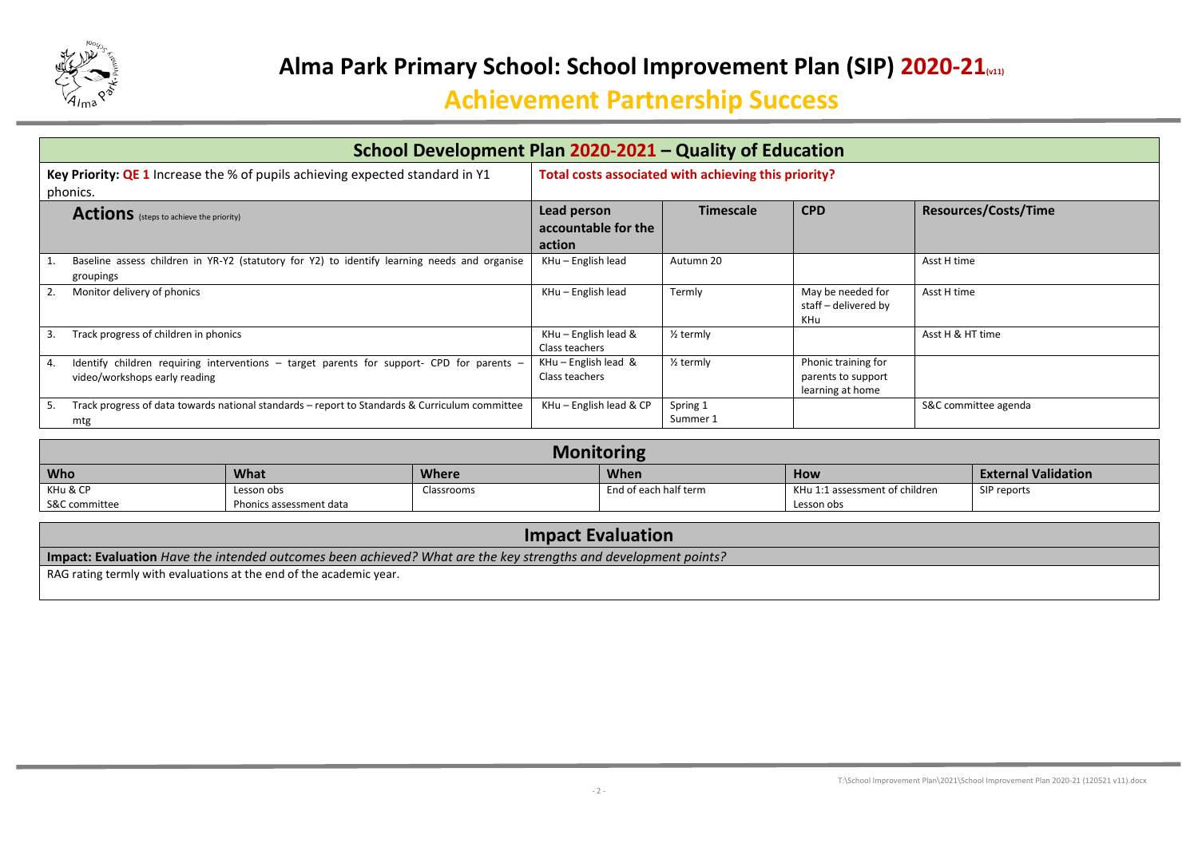# Alma Park Primary School: School Improvement Plan (SIP) 2020-21(v11)

## Achievement Partnership Success

## School Development Plan 2020-2021 – Quality of Education

**Key Priority: QE 1** Increase the % of pupils achieving expected standard in Y1 phonics.

**Total costs associated with achieving this priority?**

| **Actions** (steps to achieve the priority) | **Lead person accountable for the action** | **Timescale** | **CPD** | **Resources/Costs/Time** |
|---|---|---|---|---|
| 1. Baseline assess children in YR-Y2 (statutory for Y2) to identify learning needs and organise groupings | KHu – English lead | Autumn 20 | | Asst H time |
| 2. Monitor delivery of phonics | KHu – English lead | Termly | May be needed for staff – delivered by KHu | Asst H time |
| 3. Track progress of children in phonics | KHu – English lead & Class teachers | ½ termly | | Asst H & HT time |
| 4. Identify children requiring interventions – target parents for support- CPD for parents – video/workshops early reading | KHu – English lead & Class teachers | ½ termly | Phonic training for parents to support learning at home | |
| 5. Track progress of data towards national standards – report to Standards & Curriculum committee mtg | KHu – English lead & CP | Spring 1<br>Summer 1 | | S&C committee agenda |

## Monitoring

| **Who** | **What** | **Where** | **When** | **How** | **External Validation** |
|---|---|---|---|---|---|
| KHu & CP<br>S&C committee | Lesson obs<br>Phonics assessment data | Classrooms | End of each half term | KHu 1:1 assessment of children<br>Lesson obs | SIP reports |

## Impact Evaluation

**Impact: Evaluation** *Have the intended outcomes been achieved? What are the key strengths and development points?*

RAG rating termly with evaluations at the end of the academic year.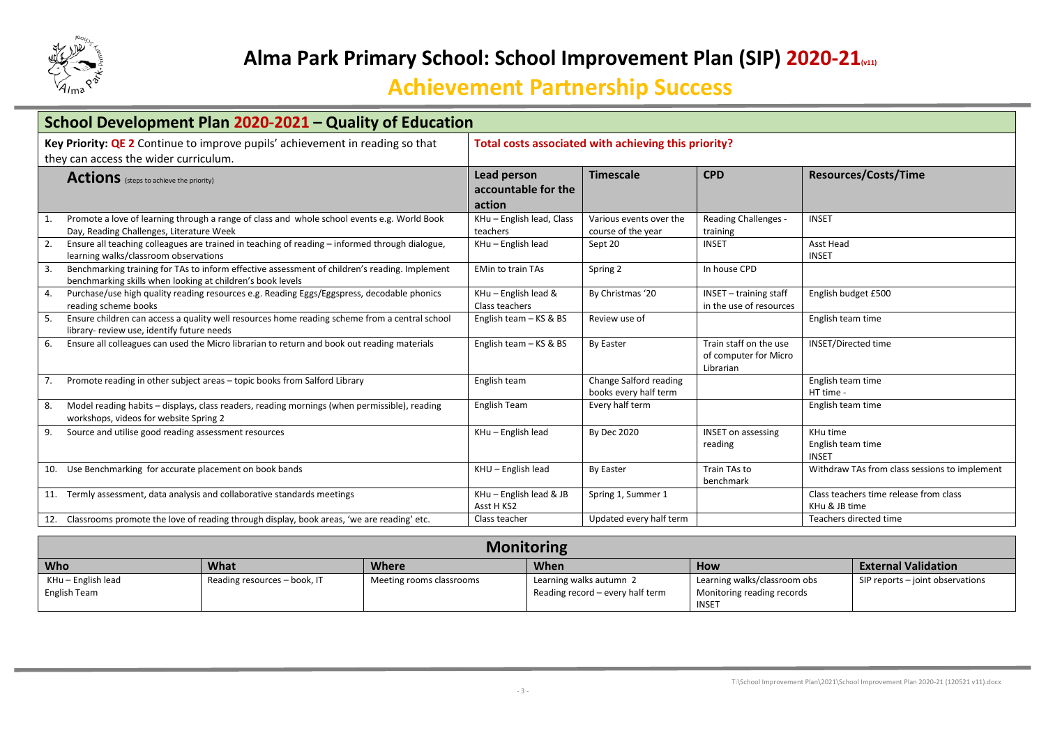# Alma Park Primary School: School Improvement Plan (SIP) 2020-21(v11)

## Achievement Partnership Success

### School Development Plan 2020-2021 – Quality of Education

| **Key Priority: QE 2** Continue to improve pupils' achievement in reading so that they can access the wider curriculum. | **Total costs associated with achieving this priority?** | | | |
|---|---|---|---|---|
| **Actions** (steps to achieve the priority) | **Lead person accountable for the action** | **Timescale** | **CPD** | **Resources/Costs/Time** |
| 1. Promote a love of learning through a range of class and whole school events e.g. World Book Day, Reading Challenges, Literature Week | KHu – English lead, Class teachers | Various events over the course of the year | Reading Challenges - training | INSET |
| 2. Ensure all teaching colleagues are trained in teaching of reading – informed through dialogue, learning walks/classroom observations | KHu – English lead | Sept 20 | INSET | Asst Head INSET |
| 3. Benchmarking training for TAs to inform effective assessment of children's reading. Implement benchmarking skills when looking at children's book levels | EMin to train TAs | Spring 2 | In house CPD | |
| 4. Purchase/use high quality reading resources e.g. Reading Eggs/Eggspress, decodable phonics reading scheme books | KHu – English lead & Class teachers | By Christmas '20 | INSET – training staff in the use of resources | English budget £500 |
| 5. Ensure children can access a quality well resources home reading scheme from a central school library- review use, identify future needs | English team – KS & BS | Review use of | | English team time |
| 6. Ensure all colleagues can used the Micro librarian to return and book out reading materials | English team – KS & BS | By Easter | Train staff on the use of computer for Micro Librarian | INSET/Directed time |
| 7. Promote reading in other subject areas – topic books from Salford Library | English team | Change Salford reading books every half term | | English team time HT time - |
| 8. Model reading habits – displays, class readers, reading mornings (when permissible), reading workshops, videos for website Spring 2 | English Team | Every half term | | English team time |
| 9. Source and utilise good reading assessment resources | KHu – English lead | By Dec 2020 | INSET on assessing reading | KHu time English team time INSET |
| 10. Use Benchmarking for accurate placement on book bands | KHU – English lead | By Easter | Train TAs to benchmark | Withdraw TAs from class sessions to implement |
| 11. Termly assessment, data analysis and collaborative standards meetings | KHu – English lead & JB Asst H KS2 | Spring 1, Summer 1 | | Class teachers time release from class KHu & JB time |
| 12. Classrooms promote the love of reading through display, book areas, 'we are reading' etc. | Class teacher | Updated every half term | | Teachers directed time |

### Monitoring

| **Who** | **What** | **Where** | **When** | **How** | **External Validation** |
|---|---|---|---|---|---|
| KHu – English lead English Team | Reading resources – book, IT | Meeting rooms classrooms | Learning walks autumn 2 Reading record – every half term | Learning walks/classroom obs Monitoring reading records INSET | SIP reports – joint observations |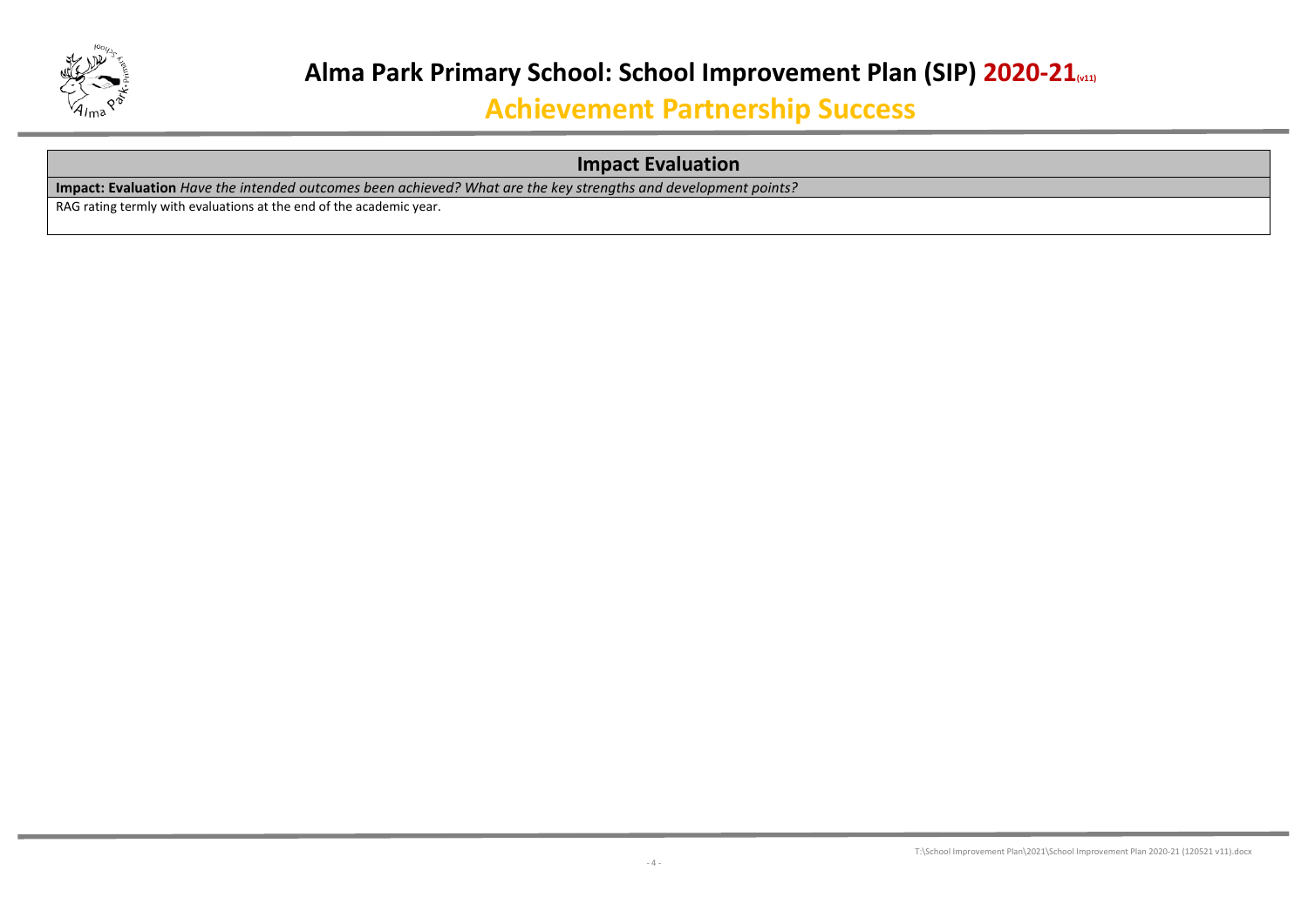# Alma Park Primary School: School Improvement Plan (SIP) 2020-21(v11)

## Achievement Partnership Success

| Impact Evaluation |
| --- |
| **Impact: Evaluation** *Have the intended outcomes been achieved? What are the key strengths and development points?* |
| RAG rating termly with evaluations at the end of the academic year. |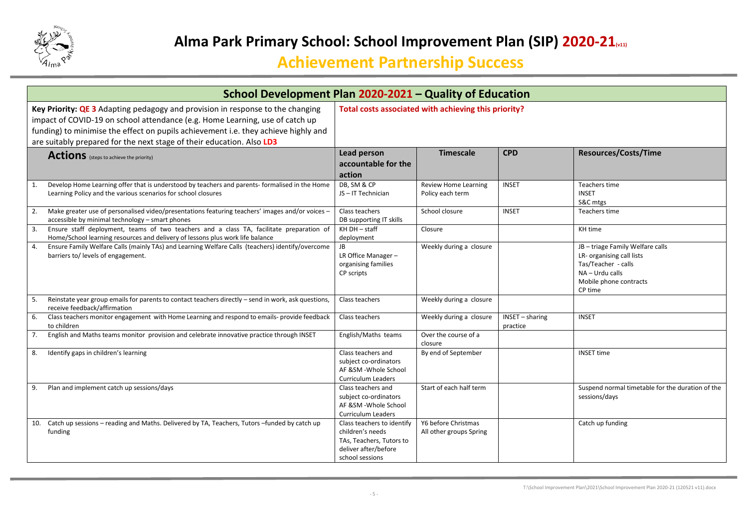# Alma Park Primary School: School Improvement Plan (SIP) 2020-21(v11)

## Achievement Partnership Success

| School Development Plan 2020-2021 – Quality of Education | | | | |
|---|---|---|---|---|
| **Key Priority: QE 3** Adapting pedagogy and provision in response to the changing impact of COVID-19 on school attendance (e.g. Home Learning, use of catch up funding) to minimise the effect on pupils achievement i.e. they achieve highly and are suitably prepared for the next stage of their education. Also **LD3** | **Total costs associated with achieving this priority?** | | | |
| **Actions** (steps to achieve the priority) | **Lead person accountable for the action** | **Timescale** | **CPD** | **Resources/Costs/Time** |
| 1. Develop Home Learning offer that is understood by teachers and parents- formalised in the Home Learning Policy and the various scenarios for school closures | DB, SM & CP<br>JS – IT Technician | Review Home Learning Policy each term | INSET | Teachers time<br>INSET<br>S&C mtgs |
| 2. Make greater use of personalised video/presentations featuring teachers' images and/or voices – accessible by minimal technology – smart phones | Class teachers<br>DB supporting IT skills | School closure | INSET | Teachers time |
| 3. Ensure staff deployment, teams of two teachers and a class TA, facilitate preparation of Home/School learning resources and delivery of lessons plus work life balance | KH DH – staff deployment | Closure | | KH time |
| 4. Ensure Family Welfare Calls (mainly TAs) and Learning Welfare Calls (teachers) identify/overcome barriers to/ levels of engagement. | JB<br>LR Office Manager – organising families<br>CP scripts | Weekly during a closure | | JB – triage Family Welfare calls<br>LR- organising call lists<br>Tas/Teacher - calls<br>NA – Urdu calls<br>Mobile phone contracts<br>CP time |
| 5. Reinstate year group emails for parents to contact teachers directly – send in work, ask questions, receive feedback/affirmation | Class teachers | Weekly during a closure | | |
| 6. Class teachers monitor engagement with Home Learning and respond to emails- provide feedback to children | Class teachers | Weekly during a closure | INSET – sharing practice | INSET |
| 7. English and Maths teams monitor provision and celebrate innovative practice through INSET | English/Maths teams | Over the course of a closure | | |
| 8. Identify gaps in children's learning | Class teachers and subject co-ordinators<br>AF &SM -Whole School Curriculum Leaders | By end of September | | INSET time |
| 9. Plan and implement catch up sessions/days | Class teachers and subject co-ordinators<br>AF &SM -Whole School Curriculum Leaders | Start of each half term | | Suspend normal timetable for the duration of the sessions/days |
| 10. Catch up sessions – reading and Maths. Delivered by TA, Teachers, Tutors –funded by catch up funding | Class teachers to identify children's needs<br>TAs, Teachers, Tutors to deliver after/before school sessions | Y6 before Christmas<br>All other groups Spring | | Catch up funding |

T:\School Improvement Plan\2021\School Improvement Plan 2020-21 (120521 v11).docx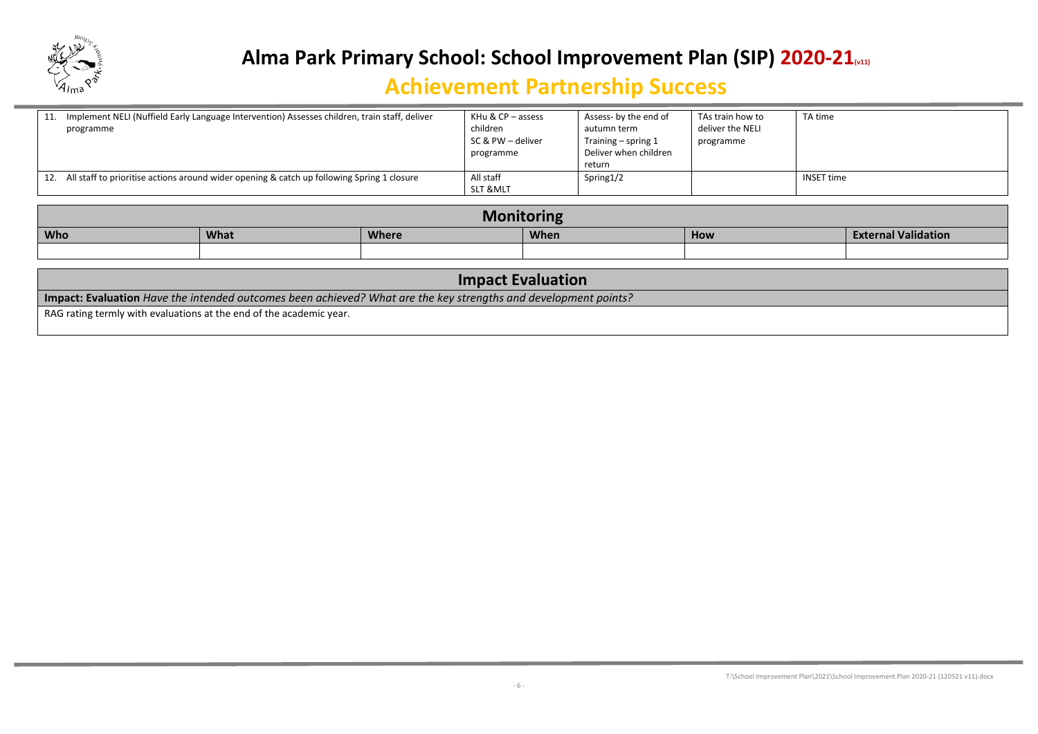# Alma Park Primary School: School Improvement Plan (SIP) 2020-21(v11)

## Achievement Partnership Success

| | | | | |
|---|---|---|---|---|
| 11. Implement NELI (Nuffield Early Language Intervention) Assesses children, train staff, deliver programme | KHu & CP – assess children<br>SC & PW – deliver programme | Assess- by the end of autumn term<br>Training – spring 1<br>Deliver when children return | TAs train how to deliver the NELI programme | TA time |
| 12. All staff to prioritise actions around wider opening & catch up following Spring 1 closure | All staff<br>SLT &MLT | Spring1/2 | | INSET time |

| Monitoring | | | | | |
|---|---|---|---|---|---|
| **Who** | **What** | **Where** | **When** | **How** | **External Validation** |
| | | | | | |

| Impact Evaluation |
|---|
| **Impact: Evaluation** *Have the intended outcomes been achieved? What are the key strengths and development points?* |
| RAG rating termly with evaluations at the end of the academic year. |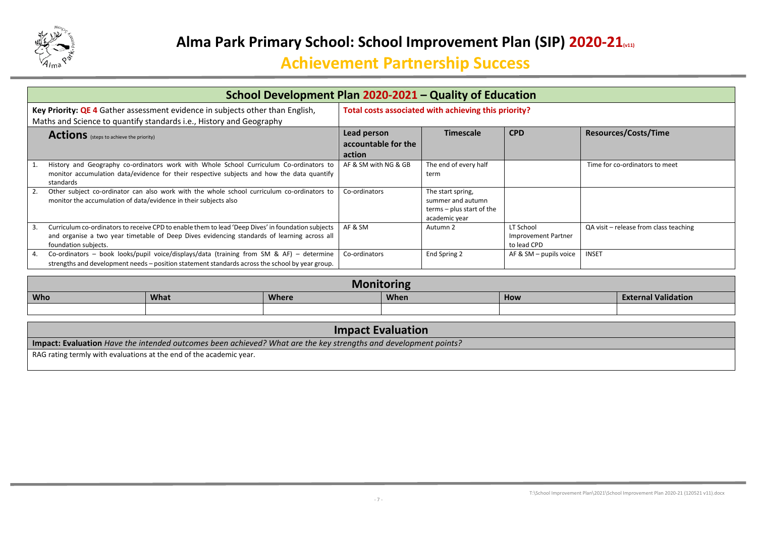# Alma Park Primary School: School Improvement Plan (SIP) 2020-21(v11)

## Achievement Partnership Success

### School Development Plan 2020-2021 – Quality of Education

**Key Priority: QE 4** Gather assessment evidence in subjects other than English, Maths and Science to quantify standards i.e., History and Geography

**Total costs associated with achieving this priority?**

| Actions (steps to achieve the priority) | Lead person accountable for the action | Timescale | CPD | Resources/Costs/Time |
|---|---|---|---|---|
| 1. History and Geography co-ordinators work with Whole School Curriculum Co-ordinators to monitor accumulation data/evidence for their respective subjects and how the data quantify standards | AF & SM with NG & GB | The end of every half term | | Time for co-ordinators to meet |
| 2. Other subject co-ordinator can also work with the whole school curriculum co-ordinators to monitor the accumulation of data/evidence in their subjects also | Co-ordinators | The start spring, summer and autumn terms – plus start of the academic year | | |
| 3. Curriculum co-ordinators to receive CPD to enable them to lead 'Deep Dives' in foundation subjects and organise a two year timetable of Deep Dives evidencing standards of learning across all foundation subjects. | AF & SM | Autumn 2 | LT School Improvement Partner to lead CPD | QA visit – release from class teaching |
| 4. Co-ordinators – book looks/pupil voice/displays/data (training from SM & AF) – determine strengths and development needs – position statement standards across the school by year group. | Co-ordinators | End Spring 2 | AF & SM – pupils voice | INSET |

### Monitoring

| Who | What | Where | When | How | External Validation |
|---|---|---|---|---|---|
| | | | | | |

### Impact Evaluation

**Impact: Evaluation** *Have the intended outcomes been achieved? What are the key strengths and development points?*

RAG rating termly with evaluations at the end of the academic year.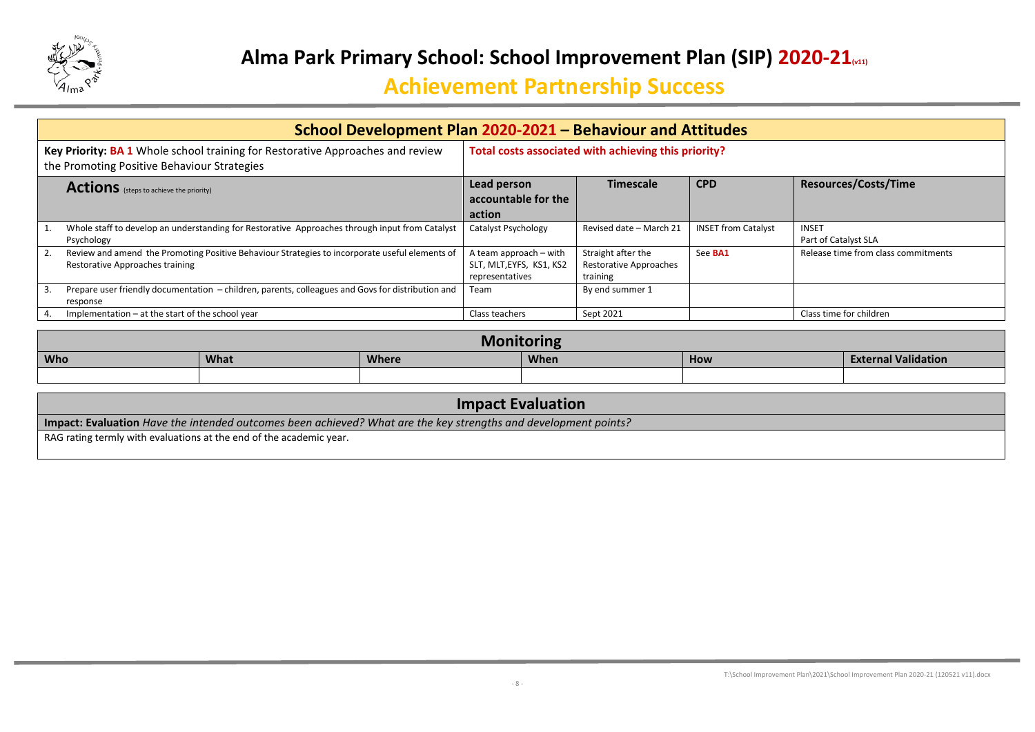# Alma Park Primary School: School Improvement Plan (SIP) 2020-21(v11)

## Achievement Partnership Success

## School Development Plan 2020-2021 – Behaviour and Attitudes

| **Key Priority: BA 1** Whole school training for Restorative Approaches and review the Promoting Positive Behaviour Strategies | **Total costs associated with achieving this priority?** | | | |
|---|---|---|---|---|
| **Actions** (steps to achieve the priority) | **Lead person accountable for the action** | **Timescale** | **CPD** | **Resources/Costs/Time** |
| 1. Whole staff to develop an understanding for Restorative Approaches through input from Catalyst Psychology | Catalyst Psychology | Revised date – March 21 | INSET from Catalyst | INSET<br>Part of Catalyst SLA |
| 2. Review and amend the Promoting Positive Behaviour Strategies to incorporate useful elements of Restorative Approaches training | A team approach – with SLT, MLT,EYFS, KS1, KS2 representatives | Straight after the Restorative Approaches training | See **BA1** | Release time from class commitments |
| 3. Prepare user friendly documentation – children, parents, colleagues and Govs for distribution and response | Team | By end summer 1 | | |
| 4. Implementation – at the start of the school year | Class teachers | Sept 2021 | | Class time for children |

## Monitoring

| Who | What | Where | When | How | External Validation |
|---|---|---|---|---|---|
| | | | | | |

## Impact Evaluation

**Impact: Evaluation** *Have the intended outcomes been achieved? What are the key strengths and development points?*

RAG rating termly with evaluations at the end of the academic year.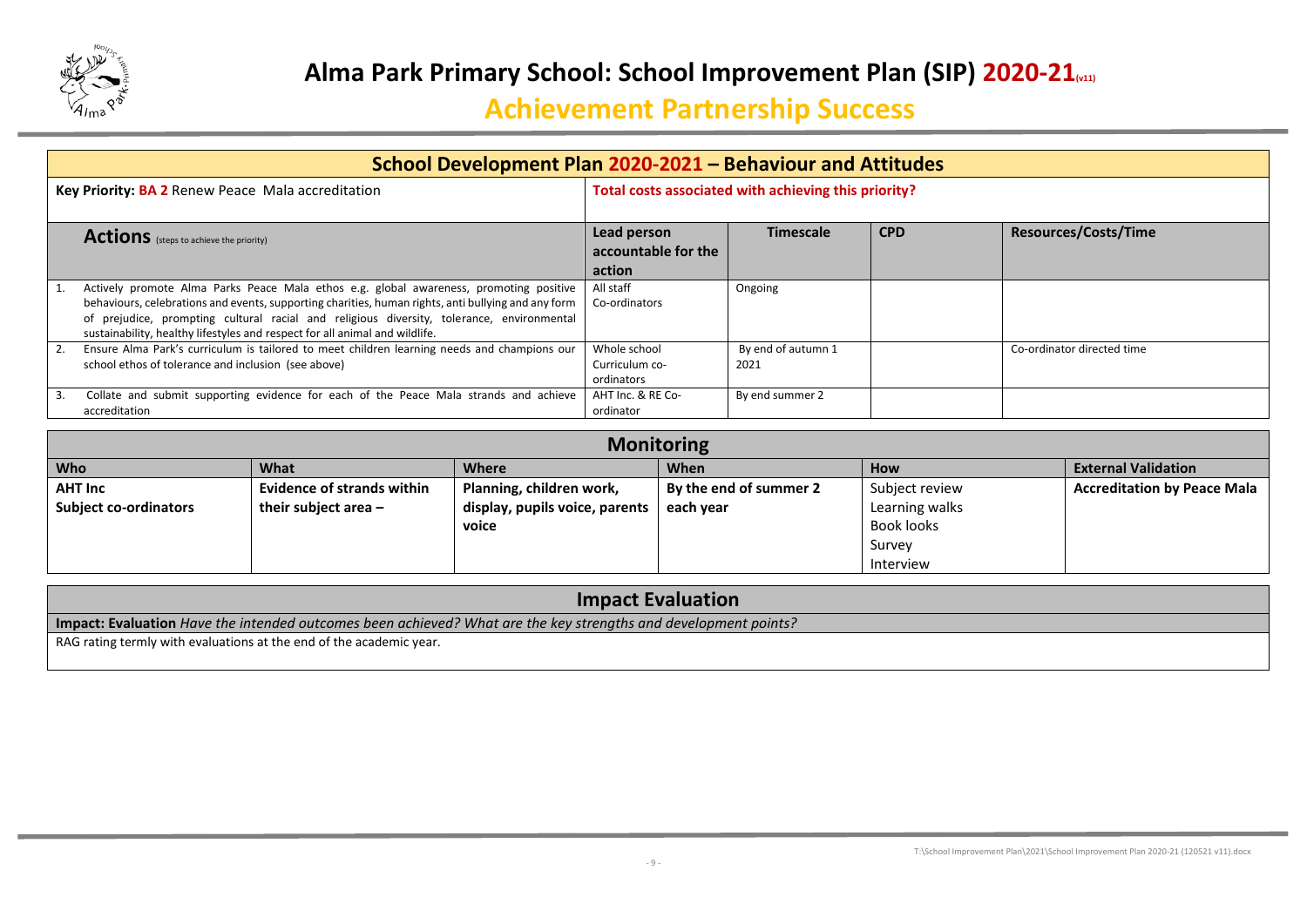# Alma Park Primary School: School Improvement Plan (SIP) 2020-21(v11)

## Achievement Partnership Success

## School Development Plan 2020-2021 – Behaviour and Attitudes

| **Key Priority: BA 2** Renew Peace Mala accreditation | **Total costs associated with achieving this priority?** | | | |
|---|---|---|---|---|
| **Actions** (steps to achieve the priority) | **Lead person accountable for the action** | **Timescale** | **CPD** | **Resources/Costs/Time** |
| 1. Actively promote Alma Parks Peace Mala ethos e.g. global awareness, promoting positive behaviours, celebrations and events, supporting charities, human rights, anti bullying and any form of prejudice, prompting cultural racial and religious diversity, tolerance, environmental sustainability, healthy lifestyles and respect for all animal and wildlife. | All staff<br>Co-ordinators | Ongoing | | |
| 2. Ensure Alma Park's curriculum is tailored to meet children learning needs and champions our school ethos of tolerance and inclusion (see above) | Whole school<br>Curriculum co-ordinators | By end of autumn 1 2021 | | Co-ordinator directed time |
| 3. Collate and submit supporting evidence for each of the Peace Mala strands and achieve accreditation | AHT Inc. & RE Co-ordinator | By end summer 2 | | |

### Monitoring

| Who | What | Where | When | How | External Validation |
|---|---|---|---|---|---|
| **AHT Inc**<br>**Subject co-ordinators** | **Evidence of strands within their subject area –** | **Planning, children work, display, pupils voice, parents voice** | **By the end of summer 2 each year** | Subject review<br>Learning walks<br>Book looks<br>Survey<br>Interview | **Accreditation by Peace Mala** |

### Impact Evaluation

**Impact: Evaluation** *Have the intended outcomes been achieved? What are the key strengths and development points?*

RAG rating termly with evaluations at the end of the academic year.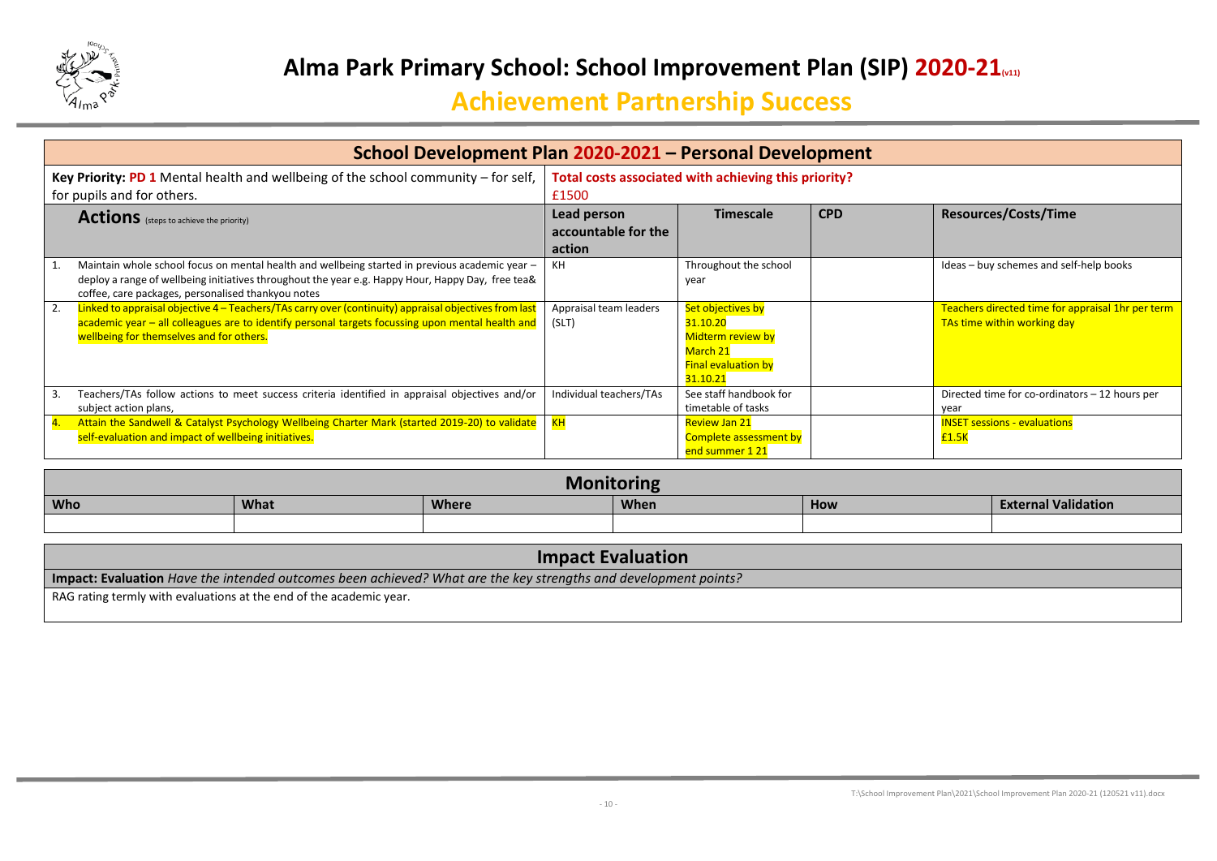# Alma Park Primary School: School Improvement Plan (SIP) 2020-21(v11)

## Achievement Partnership Success

| School Development Plan 2020-2021 – Personal Development | | | | |
|---|---|---|---|---|
| **Key Priority: PD 1** Mental health and wellbeing of the school community – for self, for pupils and for others. | **Total costs associated with achieving this priority?** £1500 | | | |
| **Actions** (steps to achieve the priority) | **Lead person accountable for the action** | **Timescale** | **CPD** | **Resources/Costs/Time** |
| 1. Maintain whole school focus on mental health and wellbeing started in previous academic year – deploy a range of wellbeing initiatives throughout the year e.g. Happy Hour, Happy Day, free tea& coffee, care packages, personalised thankyou notes | KH | Throughout the school year | | Ideas – buy schemes and self-help books |
| 2. Linked to appraisal objective 4 – Teachers/TAs carry over (continuity) appraisal objectives from last academic year – all colleagues are to identify personal targets focussing upon mental health and wellbeing for themselves and for others. | Appraisal team leaders (SLT) | Set objectives by 31.10.20<br>Midterm review by March 21<br>Final evaluation by 31.10.21 | | Teachers directed time for appraisal 1hr per term<br>TAs time within working day |
| 3. Teachers/TAs follow actions to meet success criteria identified in appraisal objectives and/or subject action plans, | Individual teachers/TAs | See staff handbook for timetable of tasks | | Directed time for co-ordinators – 12 hours per year |
| 4. Attain the Sandwell & Catalyst Psychology Wellbeing Charter Mark (started 2019-20) to validate self-evaluation and impact of wellbeing initiatives. | KH | Review Jan 21<br>Complete assessment by end summer 1 21 | | INSET sessions - evaluations<br>£1.5K |

| Monitoring | | | | | |
|---|---|---|---|---|---|
| **Who** | **What** | **Where** | **When** | **How** | **External Validation** |
| | | | | | |

| Impact Evaluation |
|---|
| **Impact: Evaluation** *Have the intended outcomes been achieved? What are the key strengths and development points?* |
| RAG rating termly with evaluations at the end of the academic year. |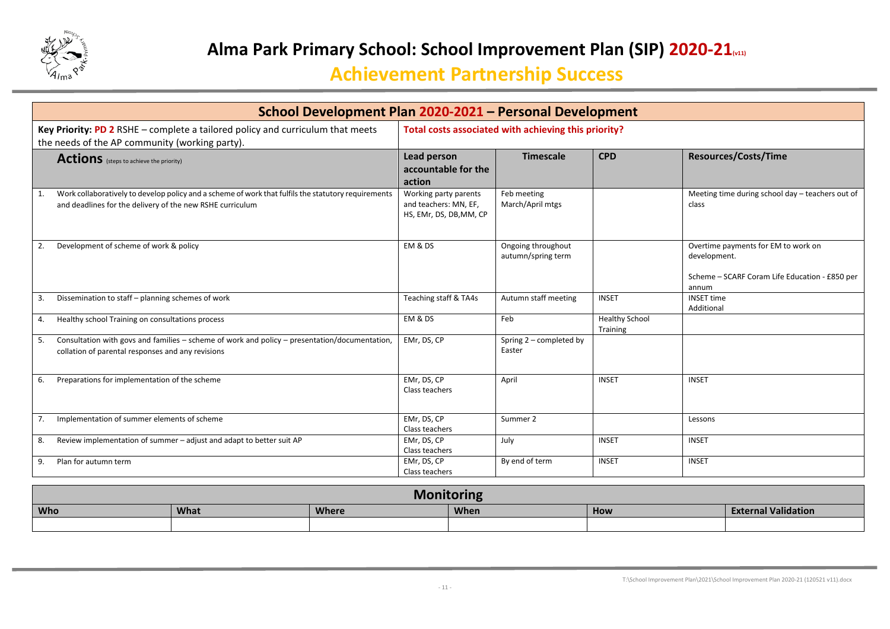# Alma Park Primary School: School Improvement Plan (SIP) 2020-21(v11)

## Achievement Partnership Success

| School Development Plan 2020-2021 – Personal Development | | | | |
|---|---|---|---|---|
| **Key Priority: PD 2** RSHE – complete a tailored policy and curriculum that meets the needs of the AP community (working party). | **Total costs associated with achieving this priority?** | | | |
| **Actions** (steps to achieve the priority) | **Lead person accountable for the action** | **Timescale** | **CPD** | **Resources/Costs/Time** |
| 1. Work collaboratively to develop policy and a scheme of work that fulfils the statutory requirements and deadlines for the delivery of the new RSHE curriculum | Working party parents and teachers: MN, EF, HS, EMr, DS, DB,MM, CP | Feb meeting March/April mtgs | | Meeting time during school day – teachers out of class |
| 2. Development of scheme of work & policy | EM & DS | Ongoing throughout autumn/spring term | | Overtime payments for EM to work on development. Scheme – SCARF Coram Life Education - £850 per annum |
| 3. Dissemination to staff – planning schemes of work | Teaching staff & TA4s | Autumn staff meeting | INSET | INSET time Additional |
| 4. Healthy school Training on consultations process | EM & DS | Feb | Healthy School Training | |
| 5. Consultation with govs and families – scheme of work and policy – presentation/documentation, collation of parental responses and any revisions | EMr, DS, CP | Spring 2 – completed by Easter | | |
| 6. Preparations for implementation of the scheme | EMr, DS, CP Class teachers | April | INSET | INSET |
| 7. Implementation of summer elements of scheme | EMr, DS, CP Class teachers | Summer 2 | | Lessons |
| 8. Review implementation of summer – adjust and adapt to better suit AP | EMr, DS, CP Class teachers | July | INSET | INSET |
| 9. Plan for autumn term | EMr, DS, CP Class teachers | By end of term | INSET | INSET |

| Monitoring | | | | | |
|---|---|---|---|---|---|
| **Who** | **What** | **Where** | **When** | **How** | **External Validation** |
| | | | | | |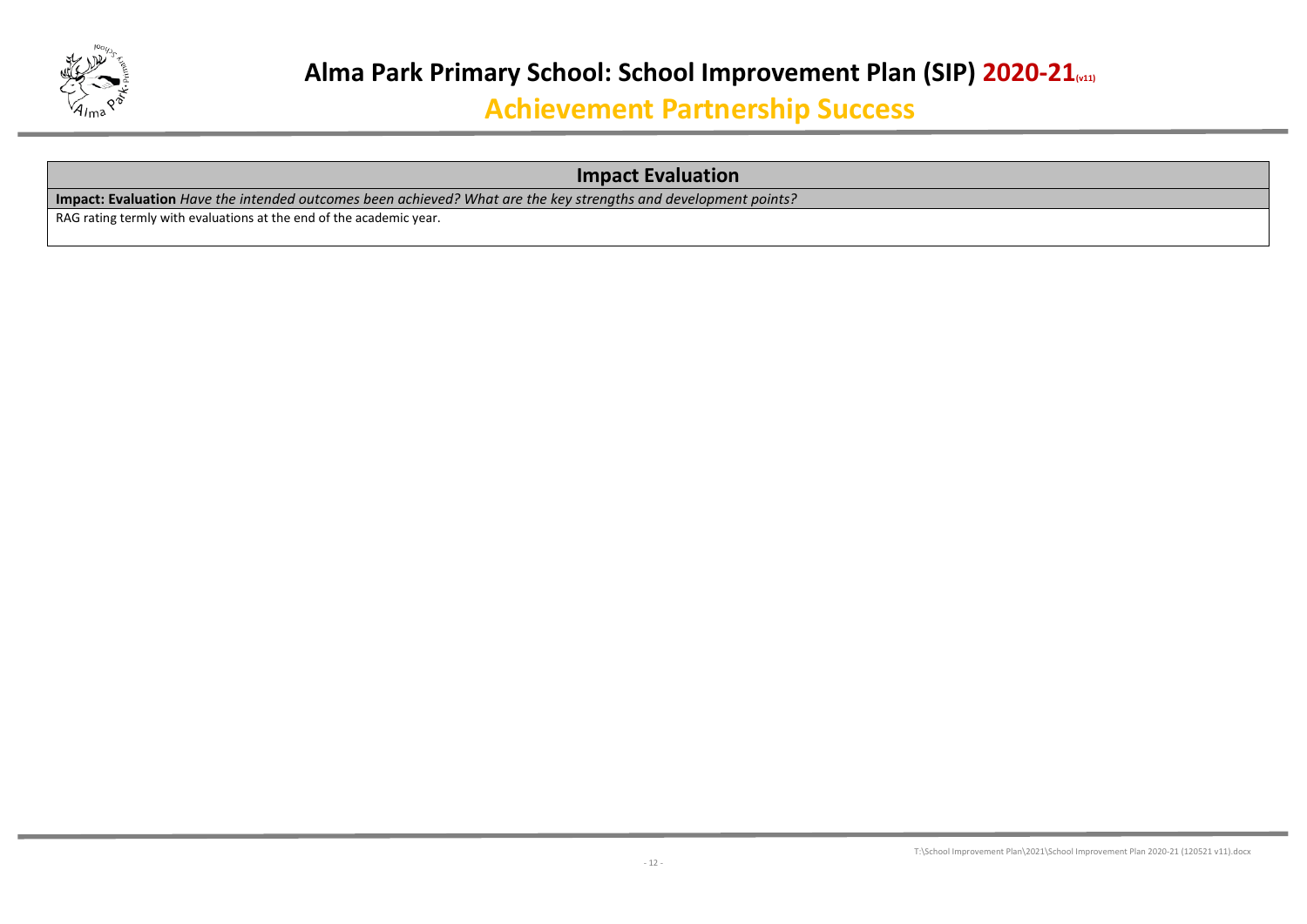# Alma Park Primary School: School Improvement Plan (SIP) 2020-21(v11)

## Achievement Partnership Success

| Impact Evaluation |
|---|
| **Impact: Evaluation** *Have the intended outcomes been achieved? What are the key strengths and development points?* |
| RAG rating termly with evaluations at the end of the academic year. |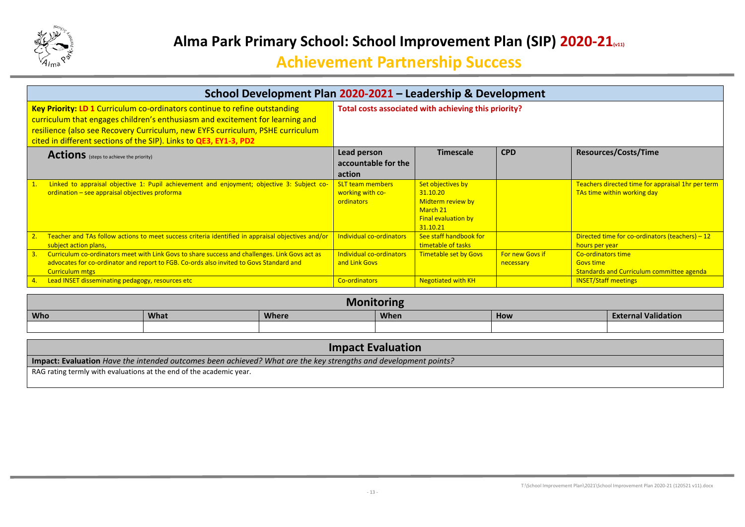# Alma Park Primary School: School Improvement Plan (SIP) 2020-21(v11)

## Achievement Partnership Success

## School Development Plan 2020-2021 – Leadership & Development

| **Key Priority: LD 1** Curriculum co-ordinators continue to refine outstanding curriculum that engages children's enthusiasm and excitement for learning and resilience (also see Recovery Curriculum, new EYFS curriculum, PSHE curriculum cited in different sections of the SIP). Links to **QE3, EY1-3, PD2** | **Total costs associated with achieving this priority?** | | | |
|---|---|---|---|---|
| **Actions** (steps to achieve the priority) | **Lead person accountable for the action** | **Timescale** | **CPD** | **Resources/Costs/Time** |
| 1. Linked to appraisal objective 1: Pupil achievement and enjoyment; objective 3: Subject co-ordination – see appraisal objectives proforma | SLT team members working with co-ordinators | Set objectives by 31.10.20<br>Midterm review by March 21<br>Final evaluation by 31.10.21 | | Teachers directed time for appraisal 1hr per term<br>TAs time within working day |
| 2. Teacher and TAs follow actions to meet success criteria identified in appraisal objectives and/or subject action plans, | Individual co-ordinators | See staff handbook for timetable of tasks | | Directed time for co-ordinators (teachers) – 12 hours per year |
| 3. Curriculum co-ordinators meet with Link Govs to share success and challenges. Link Govs act as advocates for co-ordinator and report to FGB. Co-ords also invited to Govs Standard and Curriculum mtgs | Individual co-ordinators and Link Govs | Timetable set by Govs | For new Govs if necessary | Co-ordinators time<br>Govs time<br>Standards and Curriculum committee agenda |
| 4. Lead INSET disseminating pedagogy, resources etc | Co-ordinators | Negotiated with KH | | INSET/Staff meetings |

### Monitoring

| Who | What | Where | When | How | External Validation |
|---|---|---|---|---|---|
| | | | | | |

### Impact Evaluation

**Impact: Evaluation** *Have the intended outcomes been achieved? What are the key strengths and development points?*

RAG rating termly with evaluations at the end of the academic year.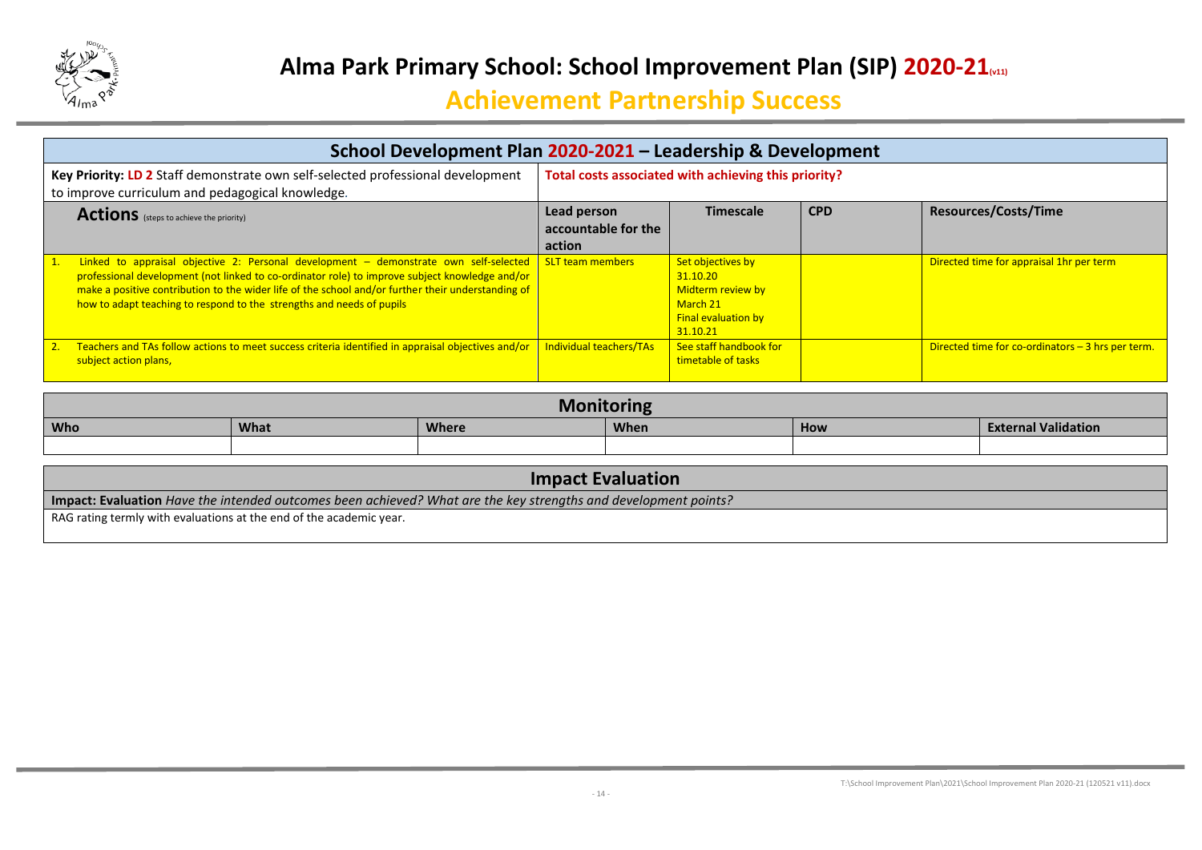# Alma Park Primary School: School Improvement Plan (SIP) 2020-21(v11)

## Achievement Partnership Success

| School Development Plan 2020-2021 – Leadership & Development | | | | |
|---|---|---|---|---|
| **Key Priority: LD 2** Staff demonstrate own self-selected professional development to improve curriculum and pedagogical knowledge. | **Total costs associated with achieving this priority?** | | | |
| **Actions** (steps to achieve the priority) | **Lead person accountable for the action** | **Timescale** | **CPD** | **Resources/Costs/Time** |
| 1. Linked to appraisal objective 2: Personal development – demonstrate own self-selected professional development (not linked to co-ordinator role) to improve subject knowledge and/or make a positive contribution to the wider life of the school and/or further their understanding of how to adapt teaching to respond to the strengths and needs of pupils | SLT team members | Set objectives by 31.10.20<br>Midterm review by March 21<br>Final evaluation by 31.10.21 | | Directed time for appraisal 1hr per term |
| 2. Teachers and TAs follow actions to meet success criteria identified in appraisal objectives and/or subject action plans, | Individual teachers/TAs | See staff handbook for timetable of tasks | | Directed time for co-ordinators – 3 hrs per term. |

| Monitoring | | | | | |
|---|---|---|---|---|---|
| **Who** | **What** | **Where** | **When** | **How** | **External Validation** |
| | | | | | |

| Impact Evaluation |
|---|
| **Impact: Evaluation** *Have the intended outcomes been achieved? What are the key strengths and development points?* |
| RAG rating termly with evaluations at the end of the academic year. |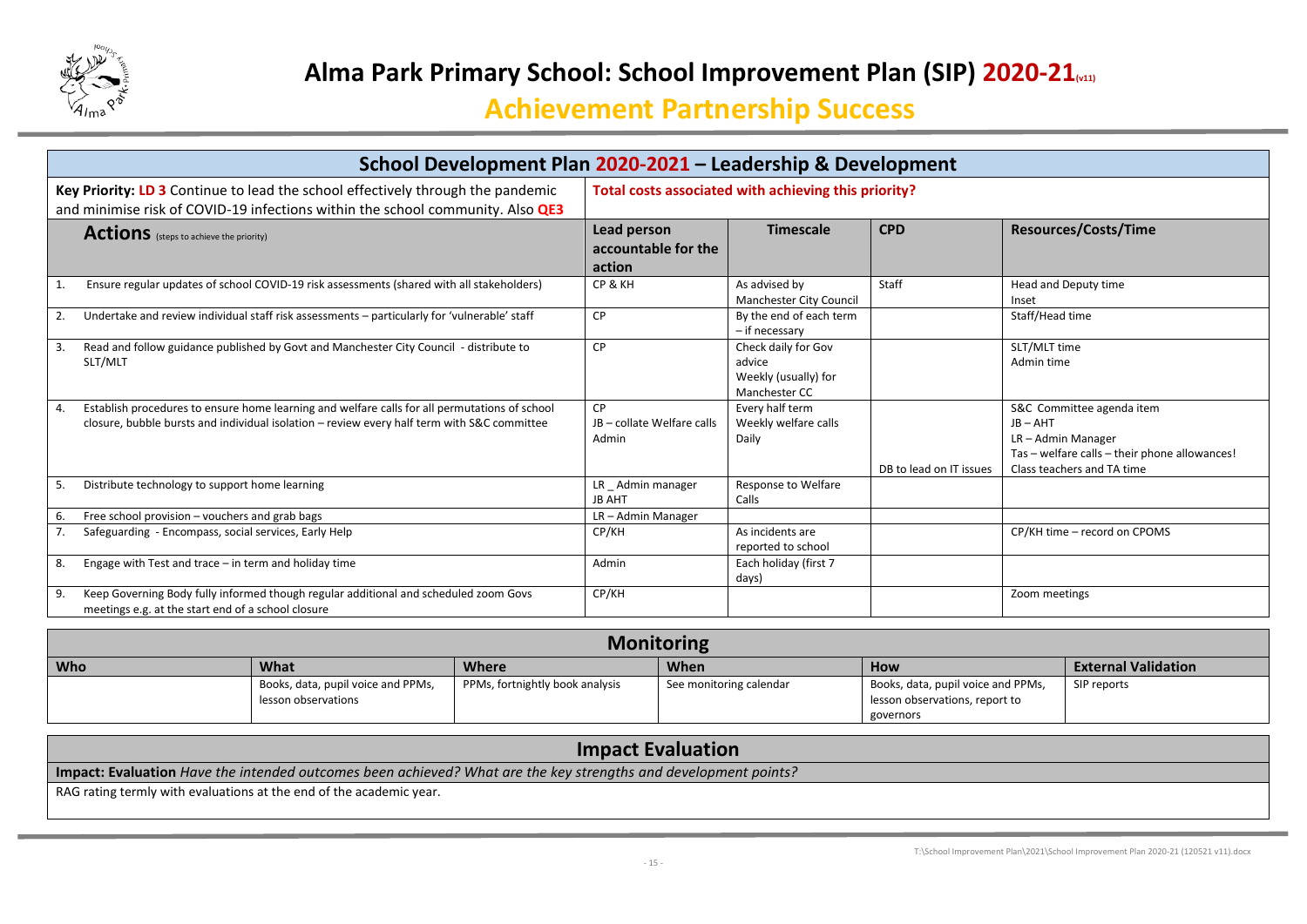# Alma Park Primary School: School Improvement Plan (SIP) 2020-21(v11)

## Achievement Partnership Success

## School Development Plan 2020-2021 – Leadership & Development

| **Key Priority:** LD 3 Continue to lead the school effectively through the pandemic and minimise risk of COVID-19 infections within the school community. Also QE3 | **Total costs associated with achieving this priority?** | | | |
|---|---|---|---|---|
| **Actions** (steps to achieve the priority) | **Lead person accountable for the action** | **Timescale** | **CPD** | **Resources/Costs/Time** |
| 1. Ensure regular updates of school COVID-19 risk assessments (shared with all stakeholders) | CP & KH | As advised by Manchester City Council | Staff | Head and Deputy time<br>Inset |
| 2. Undertake and review individual staff risk assessments – particularly for 'vulnerable' staff | CP | By the end of each term – if necessary | | Staff/Head time |
| 3. Read and follow guidance published by Govt and Manchester City Council - distribute to SLT/MLT | CP | Check daily for Gov advice<br>Weekly (usually) for Manchester CC | | SLT/MLT time<br>Admin time |
| 4. Establish procedures to ensure home learning and welfare calls for all permutations of school closure, bubble bursts and individual isolation – review every half term with S&C committee | CP<br>JB – collate Welfare calls<br>Admin | Every half term<br>Weekly welfare calls<br>Daily | DB to lead on IT issues | S&C Committee agenda item<br>JB – AHT<br>LR – Admin Manager<br>Tas – welfare calls – their phone allowances!<br>Class teachers and TA time |
| 5. Distribute technology to support home learning | LR _ Admin manager<br>JB AHT | Response to Welfare Calls | | |
| 6. Free school provision – vouchers and grab bags | LR – Admin Manager | | | |
| 7. Safeguarding - Encompass, social services, Early Help | CP/KH | As incidents are reported to school | | CP/KH time – record on CPOMS |
| 8. Engage with Test and trace – in term and holiday time | Admin | Each holiday (first 7 days) | | |
| 9. Keep Governing Body fully informed though regular additional and scheduled zoom Govs meetings e.g. at the start end of a school closure | CP/KH | | | Zoom meetings |

## Monitoring

| Who | What | Where | When | How | External Validation |
|---|---|---|---|---|---|
| | Books, data, pupil voice and PPMs, lesson observations | PPMs, fortnightly book analysis | See monitoring calendar | Books, data, pupil voice and PPMs, lesson observations, report to governors | SIP reports |

## Impact Evaluation

**Impact: Evaluation** *Have the intended outcomes been achieved? What are the key strengths and development points?*

RAG rating termly with evaluations at the end of the academic year.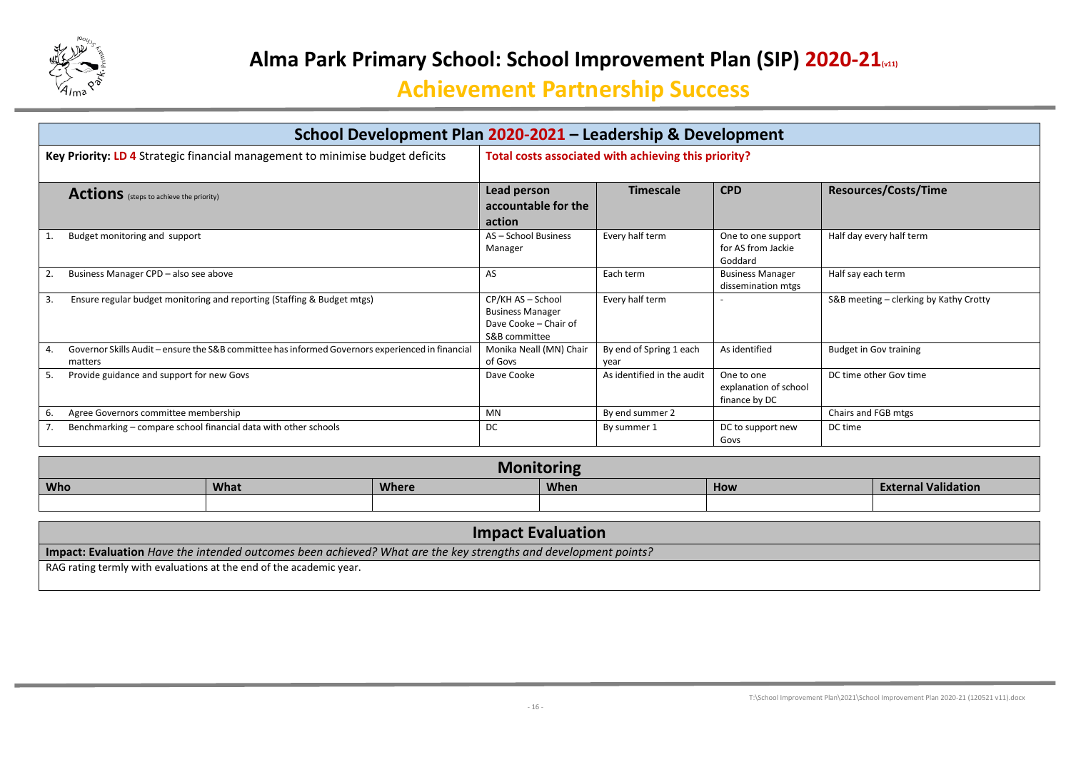# Alma Park Primary School: School Improvement Plan (SIP) 2020-21(v11)

## Achievement Partnership Success

## School Development Plan 2020-2021 – Leadership & Development

| **Key Priority: LD 4** Strategic financial management to minimise budget deficits | **Total costs associated with achieving this priority?** | | | |
|---|---|---|---|---|
| **Actions** (steps to achieve the priority) | **Lead person accountable for the action** | **Timescale** | **CPD** | **Resources/Costs/Time** |
| 1. Budget monitoring and support | AS – School Business Manager | Every half term | One to one support for AS from Jackie Goddard | Half day every half term |
| 2. Business Manager CPD – also see above | AS | Each term | Business Manager dissemination mtgs | Half say each term |
| 3. Ensure regular budget monitoring and reporting (Staffing & Budget mtgs) | CP/KH AS – School Business Manager Dave Cooke – Chair of S&B committee | Every half term | - | S&B meeting – clerking by Kathy Crotty |
| 4. Governor Skills Audit – ensure the S&B committee has informed Governors experienced in financial matters | Monika Neall (MN) Chair of Govs | By end of Spring 1 each year | As identified | Budget in Gov training |
| 5. Provide guidance and support for new Govs | Dave Cooke | As identified in the audit | One to one explanation of school finance by DC | DC time other Gov time |
| 6. Agree Governors committee membership | MN | By end summer 2 | | Chairs and FGB mtgs |
| 7. Benchmarking – compare school financial data with other schools | DC | By summer 1 | DC to support new Govs | DC time |

## Monitoring

| Who | What | Where | When | How | External Validation |
|---|---|---|---|---|---|
| | | | | | |

## Impact Evaluation

**Impact: Evaluation** *Have the intended outcomes been achieved? What are the key strengths and development points?*

RAG rating termly with evaluations at the end of the academic year.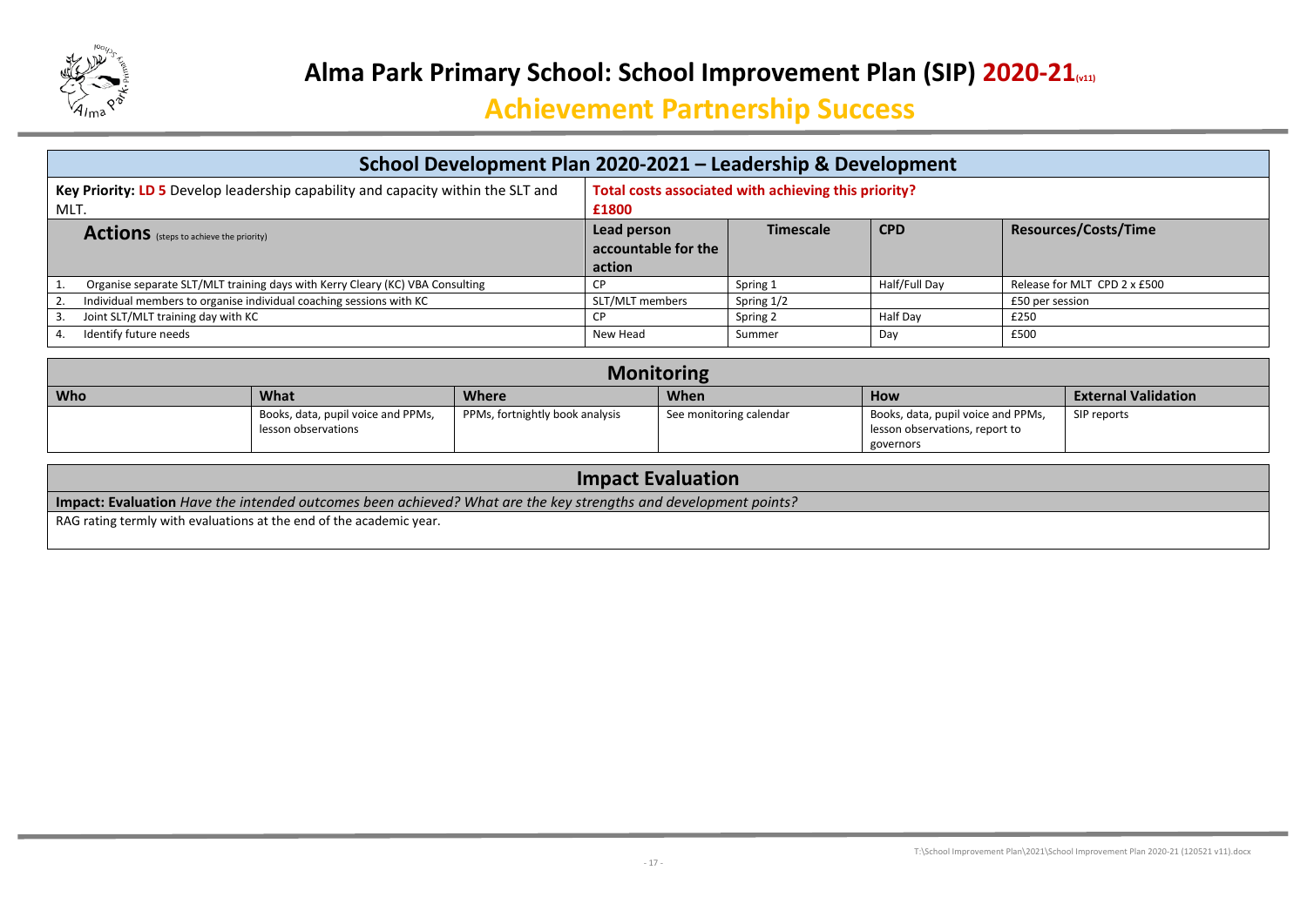# Alma Park Primary School: School Improvement Plan (SIP) 2020-21(v11)

## Achievement Partnership Success

| School Development Plan 2020-2021 – Leadership & Development | | | | |
|---|---|---|---|---|
| **Key Priority: LD 5** Develop leadership capability and capacity within the SLT and MLT. | **Total costs associated with achieving this priority?** **£1800** | | | |
| **Actions** (steps to achieve the priority) | **Lead person accountable for the action** | **Timescale** | **CPD** | **Resources/Costs/Time** |
| 1. Organise separate SLT/MLT training days with Kerry Cleary (KC) VBA Consulting | CP | Spring 1 | Half/Full Day | Release for MLT CPD 2 x £500 |
| 2. Individual members to organise individual coaching sessions with KC | SLT/MLT members | Spring 1/2 | | £50 per session |
| 3. Joint SLT/MLT training day with KC | CP | Spring 2 | Half Day | £250 |
| 4. Identify future needs | New Head | Summer | Day | £500 |

| Monitoring | | | | | |
|---|---|---|---|---|---|
| **Who** | **What** | **Where** | **When** | **How** | **External Validation** |
| | Books, data, pupil voice and PPMs, lesson observations | PPMs, fortnightly book analysis | See monitoring calendar | Books, data, pupil voice and PPMs, lesson observations, report to governors | SIP reports |

| Impact Evaluation |
|---|
| **Impact: Evaluation** *Have the intended outcomes been achieved? What are the key strengths and development points?* |
| RAG rating termly with evaluations at the end of the academic year. |

T:\School Improvement Plan\2021\School Improvement Plan 2020-21 (120521 v11).docx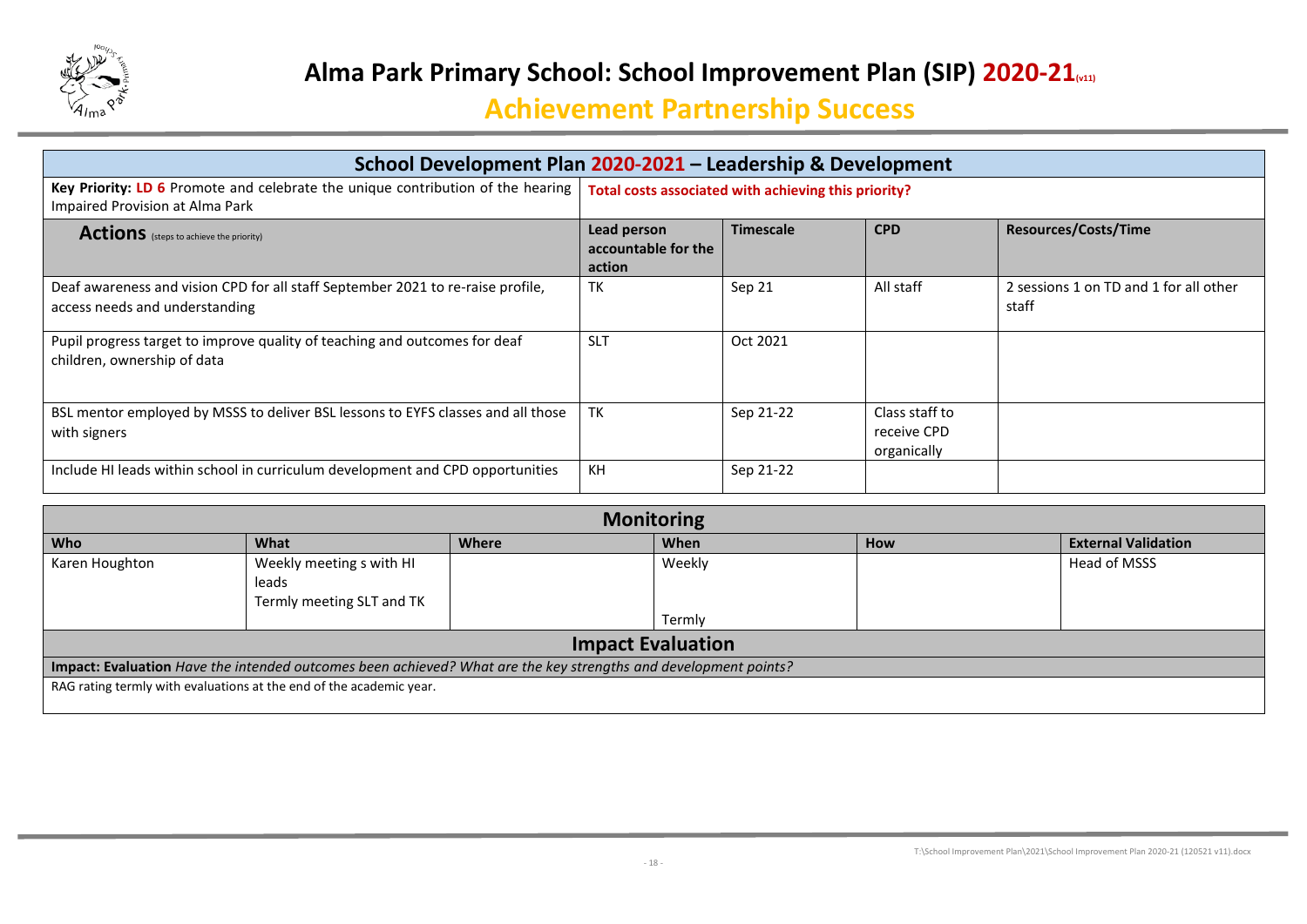# Alma Park Primary School: School Improvement Plan (SIP) 2020-21(v11)

## Achievement Partnership Success

| School Development Plan 2020-2021 – Leadership & Development | | | | |
|---|---|---|---|---|
| **Key Priority: LD 6** Promote and celebrate the unique contribution of the hearing Impaired Provision at Alma Park | **Total costs associated with achieving this priority?** | | | |
| **Actions** (steps to achieve the priority) | **Lead person accountable for the action** | **Timescale** | **CPD** | **Resources/Costs/Time** |
| Deaf awareness and vision CPD for all staff September 2021 to re-raise profile, access needs and understanding | TK | Sep 21 | All staff | 2 sessions 1 on TD and 1 for all other staff |
| Pupil progress target to improve quality of teaching and outcomes for deaf children, ownership of data | SLT | Oct 2021 | | |
| BSL mentor employed by MSSS to deliver BSL lessons to EYFS classes and all those with signers | TK | Sep 21-22 | Class staff to receive CPD organically | |
| Include HI leads within school in curriculum development and CPD opportunities | KH | Sep 21-22 | | |

| Monitoring | | | | | |
|---|---|---|---|---|---|
| **Who** | **What** | **Where** | **When** | **How** | **External Validation** |
| Karen Houghton | Weekly meeting s with HI leads<br>Termly meeting SLT and TK | | Weekly<br><br>Termly | | Head of MSSS |

**Impact Evaluation**

**Impact: Evaluation** *Have the intended outcomes been achieved? What are the key strengths and development points?*

RAG rating termly with evaluations at the end of the academic year.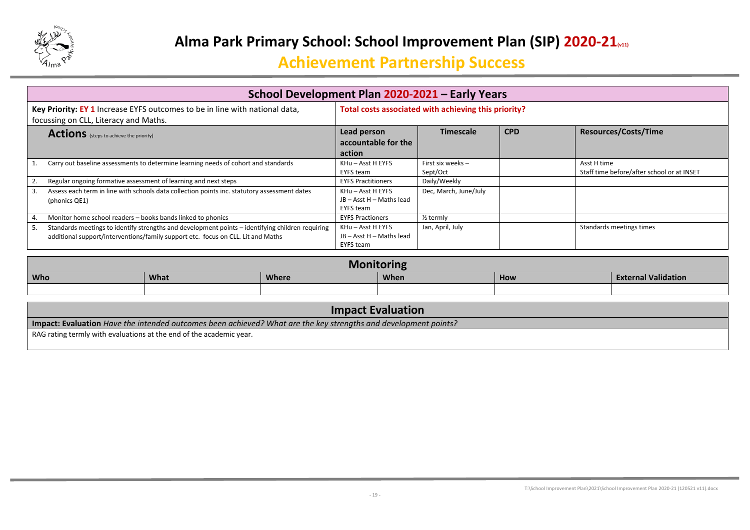# Alma Park Primary School: School Improvement Plan (SIP) 2020-21(v11)

## Achievement Partnership Success

### School Development Plan 2020-2021 – Early Years

| **Key Priority: EY 1** Increase EYFS outcomes to be in line with national data, focussing on CLL, Literacy and Maths. | **Total costs associated with achieving this priority?** | | | |
|---|---|---|---|---|
| **Actions** (steps to achieve the priority) | **Lead person accountable for the action** | **Timescale** | **CPD** | **Resources/Costs/Time** |
| 1. Carry out baseline assessments to determine learning needs of cohort and standards | KHu – Asst H EYFS<br>EYFS team | First six weeks – Sept/Oct | | Asst H time<br>Staff time before/after school or at INSET |
| 2. Regular ongoing formative assessment of learning and next steps | EYFS Practitioners | Daily/Weekly | | |
| 3. Assess each term in line with schools data collection points inc. statutory assessment dates (phonics QE1) | KHu – Asst H EYFS<br>JB – Asst H – Maths lead<br>EYFS team | Dec, March, June/July | | |
| 4. Monitor home school readers – books bands linked to phonics | EYFS Practioners | ½ termly | | |
| 5. Standards meetings to identify strengths and development points – identifying children requiring additional support/interventions/family support etc. focus on CLL. Lit and Maths | KHu – Asst H EYFS<br>JB – Asst H – Maths lead<br>EYFS team | Jan, April, July | | Standards meetings times |

### Monitoring

| Who | What | Where | When | How | External Validation |
|---|---|---|---|---|---|
| | | | | | |

### Impact Evaluation

**Impact: Evaluation** *Have the intended outcomes been achieved? What are the key strengths and development points?*

RAG rating termly with evaluations at the end of the academic year.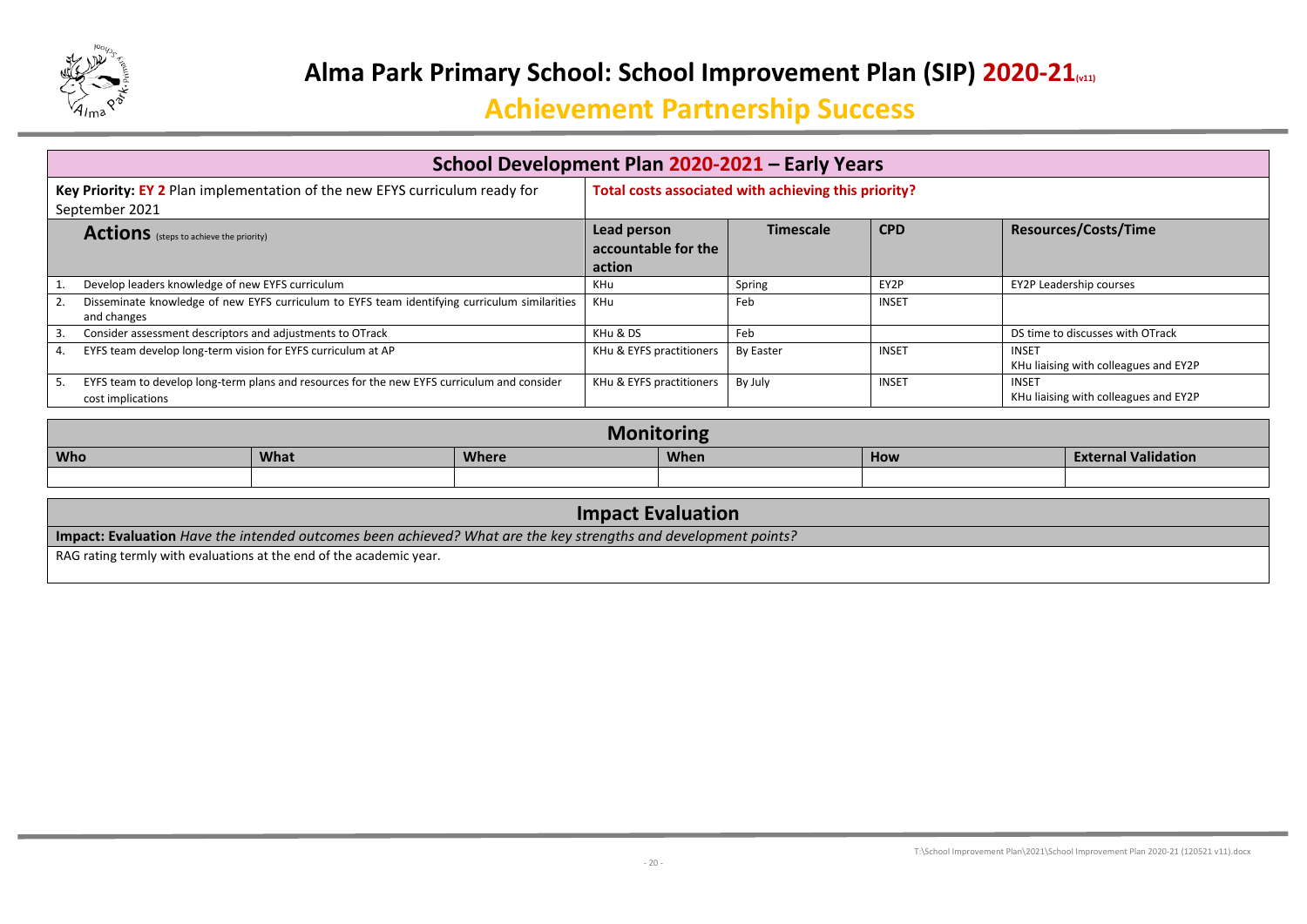# Alma Park Primary School: School Improvement Plan (SIP) 2020-21(v11)

## Achievement Partnership Success

| School Development Plan 2020-2021 – Early Years | | | | |
|---|---|---|---|---|
| **Key Priority: EY 2** Plan implementation of the new EFYS curriculum ready for September 2021 | **Total costs associated with achieving this priority?** | | | |
| **Actions** (steps to achieve the priority) | **Lead person accountable for the action** | **Timescale** | **CPD** | **Resources/Costs/Time** |
| 1. Develop leaders knowledge of new EYFS curriculum | KHu | Spring | EY2P | EY2P Leadership courses |
| 2. Disseminate knowledge of new EYFS curriculum to EYFS team identifying curriculum similarities and changes | KHu | Feb | INSET | |
| 3. Consider assessment descriptors and adjustments to OTrack | KHu & DS | Feb | | DS time to discusses with OTrack |
| 4. EYFS team develop long-term vision for EYFS curriculum at AP | KHu & EYFS practitioners | By Easter | INSET | INSET<br>KHu liaising with colleagues and EY2P |
| 5. EYFS team to develop long-term plans and resources for the new EYFS curriculum and consider cost implications | KHu & EYFS practitioners | By July | INSET | INSET<br>KHu liaising with colleagues and EY2P |

## Monitoring

| Who | What | Where | When | How | External Validation |
|---|---|---|---|---|---|
| | | | | | |

## Impact Evaluation

**Impact: Evaluation** *Have the intended outcomes been achieved? What are the key strengths and development points?*

RAG rating termly with evaluations at the end of the academic year.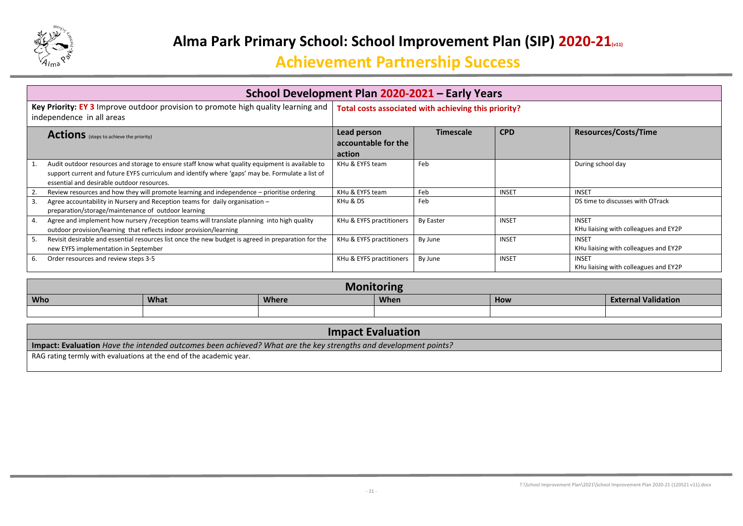# Alma Park Primary School: School Improvement Plan (SIP) 2020-21(v11)

## Achievement Partnership Success

### School Development Plan 2020-2021 – Early Years

**Key Priority: EY 3** Improve outdoor provision to promote high quality learning and independence in all areas

**Total costs associated with achieving this priority?**

| Actions (steps to achieve the priority) | Lead person accountable for the action | Timescale | CPD | Resources/Costs/Time |
|---|---|---|---|---|
| 1. Audit outdoor resources and storage to ensure staff know what quality equipment is available to support current and future EYFS curriculum and identify where 'gaps' may be. Formulate a list of essential and desirable outdoor resources. | KHu & EYFS team | Feb | | During school day |
| 2. Review resources and how they will promote learning and independence – prioritise ordering | KHu & EYFS team | Feb | INSET | INSET |
| 3. Agree accountability in Nursery and Reception teams for daily organisation – preparation/storage/maintenance of outdoor learning | KHu & DS | Feb | | DS time to discusses with OTrack |
| 4. Agree and implement how nursery /reception teams will translate planning into high quality outdoor provision/learning that reflects indoor provision/learning | KHu & EYFS practitioners | By Easter | INSET | INSET<br>KHu liaising with colleagues and EY2P |
| 5. Revisit desirable and essential resources list once the new budget is agreed in preparation for the new EYFS implementation in September | KHu & EYFS practitioners | By June | INSET | INSET<br>KHu liaising with colleagues and EY2P |
| 6. Order resources and review steps 3-5 | KHu & EYFS practitioners | By June | INSET | INSET<br>KHu liaising with colleagues and EY2P |

### Monitoring

| Who | What | Where | When | How | External Validation |
|---|---|---|---|---|---|
| | | | | | |

### Impact Evaluation

**Impact: Evaluation** *Have the intended outcomes been achieved? What are the key strengths and development points?*

RAG rating termly with evaluations at the end of the academic year.